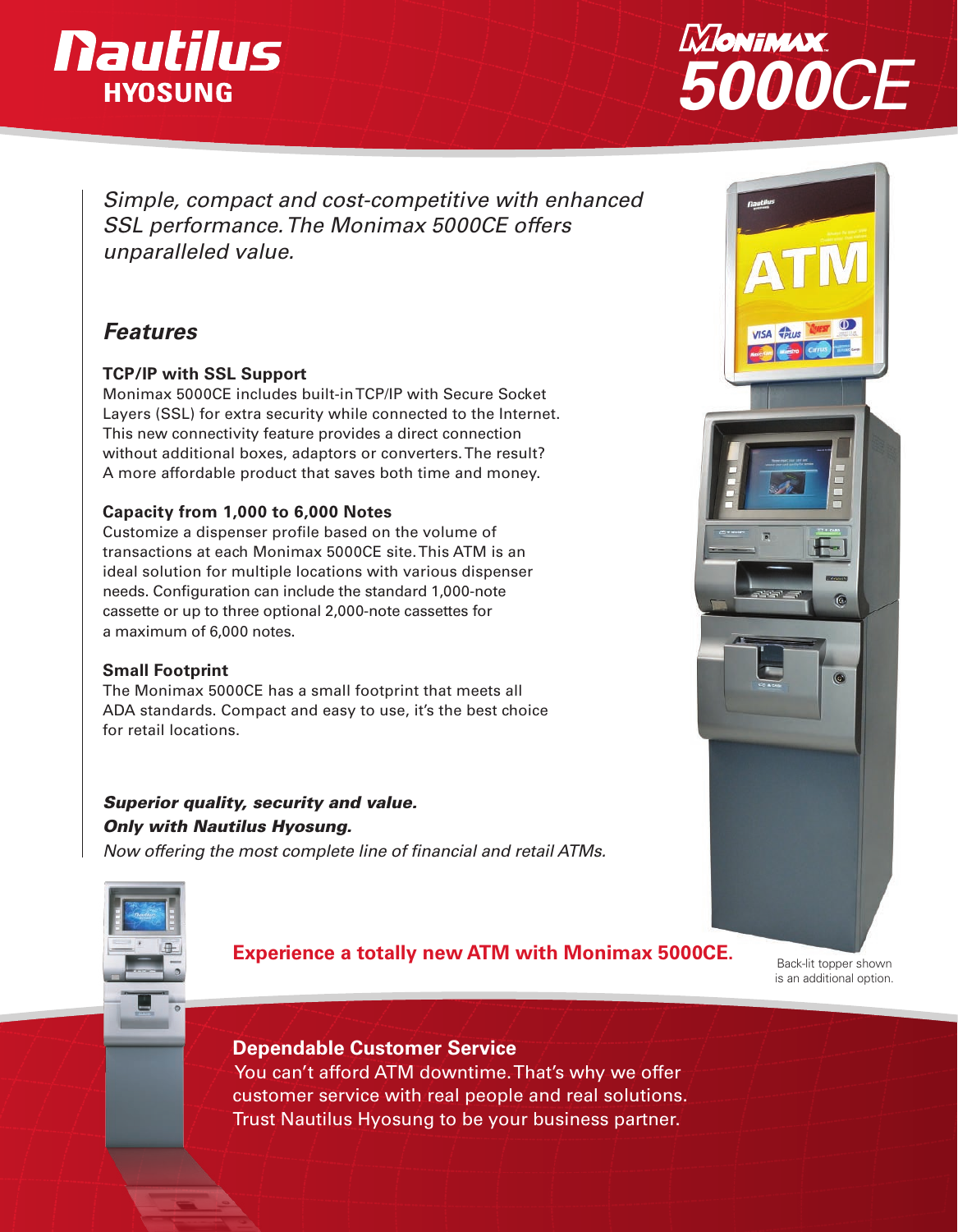# Nautilus HYOSUNG

# Monimax 5000CE

*Simple, compact and cost-competitive with enhanced SSL performance. The Monimax 5000CE offers unparalleled value.*

## *Features*

**TCP/IP with SSL Support**
Monimax 5000CE includes built-in TCP/IP with Secure Socket Layers (SSL) for extra security while connected to the Internet. This new connectivity feature provides a direct connection without additional boxes, adaptors or converters. The result? A more affordable product that saves both time and money.

**Capacity from 1,000 to 6,000 Notes**
Customize a dispenser profile based on the volume of transactions at each Monimax 5000CE site. This ATM is an ideal solution for multiple locations with various dispenser needs. Configuration can include the standard 1,000-note cassette or up to three optional 2,000-note cassettes for a maximum of 6,000 notes.

**Small Footprint**
The Monimax 5000CE has a small footprint that meets all ADA standards. Compact and easy to use, it's the best choice for retail locations.

***Superior quality, security and value.***
***Only with Nautilus Hyosung.***
*Now offering the most complete line of financial and retail ATMs.*

Back-lit topper shown is an additional option.

**Experience a totally new ATM with Monimax 5000CE.**

**Dependable Customer Service**
You can't afford ATM downtime. That's why we offer customer service with real people and real solutions. Trust Nautilus Hyosung to be your business partner.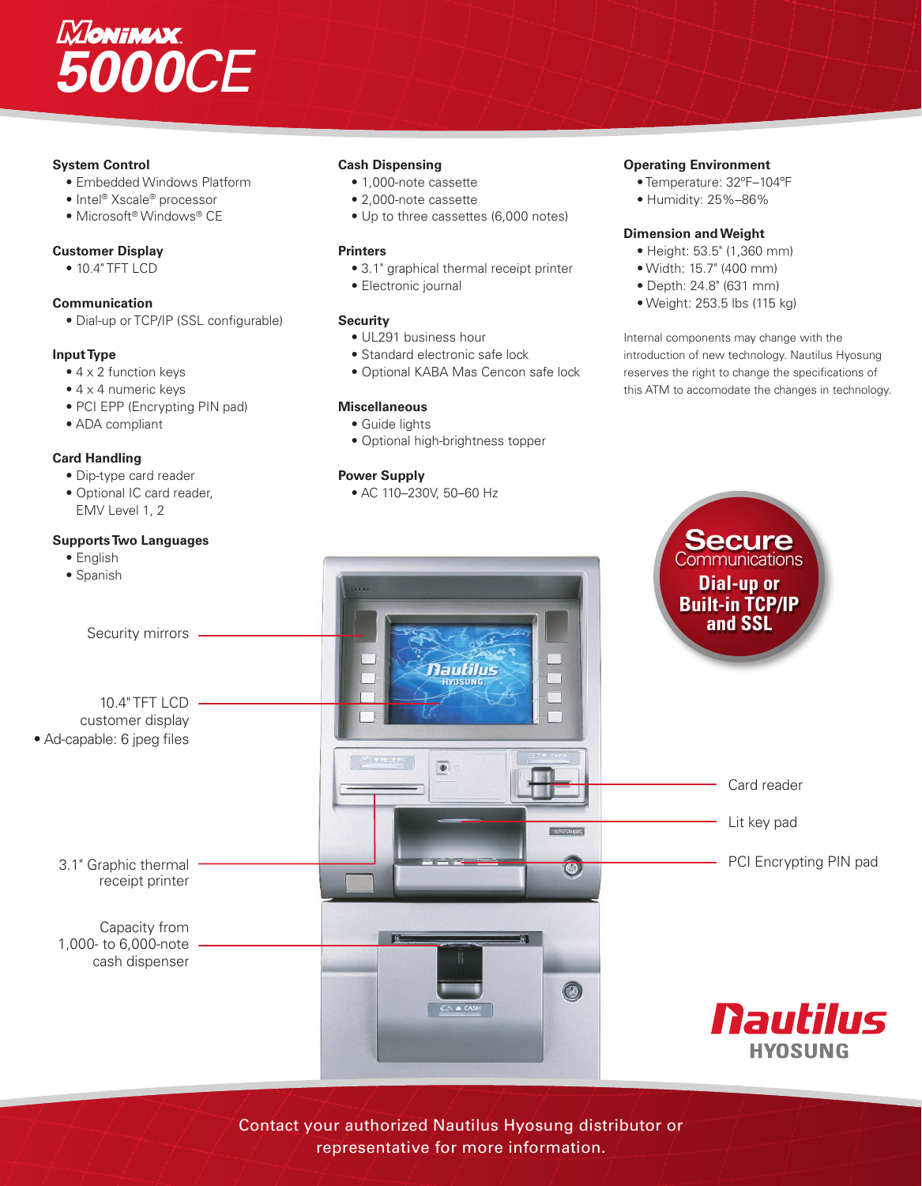# MONIMAX 5000CE

### System Control
- Embedded Windows Platform
- Intel® Xscale® processor
- Microsoft® Windows® CE

### Customer Display
- 10.4" TFT LCD

### Communication
- Dial-up or TCP/IP (SSL configurable)

### Input Type
- 4 x 2 function keys
- 4 x 4 numeric keys
- PCI EPP (Encrypting PIN pad)
- ADA compliant

### Card Handling
- Dip-type card reader
- Optional IC card reader, EMV Level 1, 2

### Supports Two Languages
- English
- Spanish

### Cash Dispensing
- 1,000-note cassette
- 2,000-note cassette
- Up to three cassettes (6,000 notes)

### Printers
- 3.1" graphical thermal receipt printer
- Electronic journal

### Security
- UL291 business hour
- Standard electronic safe lock
- Optional KABA Mas Cencon safe lock

### Miscellaneous
- Guide lights
- Optional high-brightness topper

### Power Supply
- AC 110–230V, 50–60 Hz

### Operating Environment
- Temperature: 32ºF–104ºF
- Humidity: 25%–86%

### Dimension and Weight
- Height: 53.5" (1,360 mm)
- Width: 15.7" (400 mm)
- Depth: 24.8" (631 mm)
- Weight: 253.5 lbs (115 kg)

Internal components may change with the introduction of new technology. Nautilus Hyosung reserves the right to change the specifications of this ATM to accomodate the changes in technology.

Security mirrors

10.4" TFT LCD customer display
- Ad-capable: 6 jpeg files

3.1" Graphic thermal receipt printer

Capacity from 1,000- to 6,000-note cash dispenser

Card reader

Lit key pad

PCI Encrypting PIN pad

**Secure Communications**
**Dial-up or Built-in TCP/IP and SSL**

Nautilus HYOSUNG

Contact your authorized Nautilus Hyosung distributor or representative for more information.